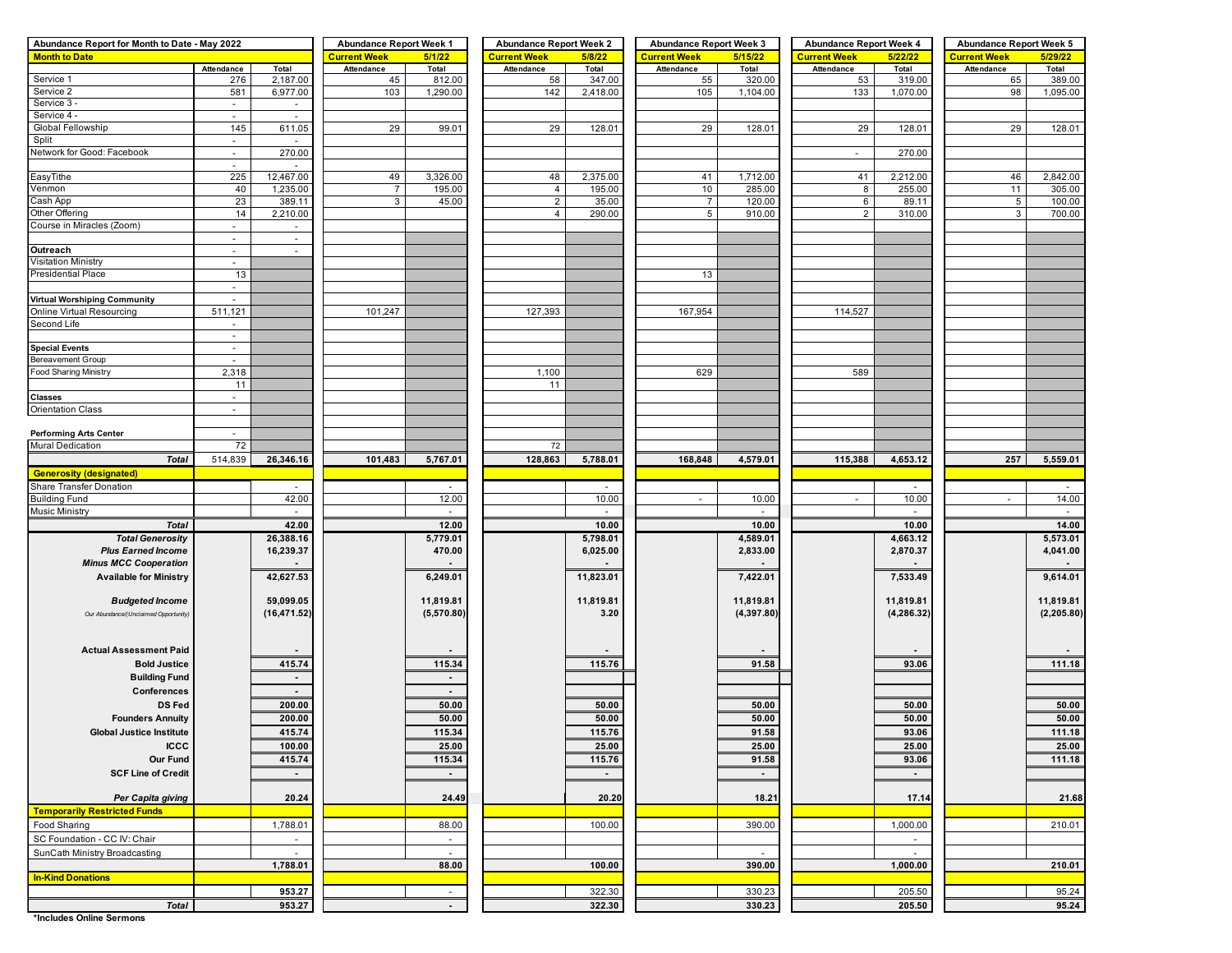| Abundance Report for Month to Date - May 2022 | | | Abundance Report Week 1 | | Abundance Report Week 2 | | Abundance Report Week 3 | | Abundance Report Week 4 | | Abundance Report Week 5 | |
|---|---|---|---|---|---|---|---|---|---|---|---|---|
| **Month to Date** | | | **Current Week** | **5/1/22** | **Current Week** | **5/8/22** | **Current Week** | **5/15/22** | **Current Week** | **5/22/22** | **Current Week** | **5/29/22** |
| | Attendance | Total | Attendance | Total | Attendance | Total | Attendance | Total | Attendance | Total | Attendance | Total |
| Service 1 | 276 | 2,187.00 | 45 | 812.00 | 58 | 347.00 | 55 | 320.00 | 53 | 319.00 | 65 | 389.00 |
| Service 2 | 581 | 6,977.00 | 103 | 1,290.00 | 142 | 2,418.00 | 105 | 1,104.00 | 133 | 1,070.00 | 98 | 1,095.00 |
| Service 3 - | - | - | | | | | | | | | | |
| Service 4 - | - | - | | | | | | | | | | |
| Global Fellowship | 145 | 611.05 | 29 | 99.01 | 29 | 128.01 | 29 | 128.01 | 29 | 128.01 | 29 | 128.01 |
| Split | - | - | | | | | | | | | | |
| Network for Good: Facebook | - | 270.00 | | | | | | | - | 270.00 | | |
| | - | - | | | | | | | | | | |
| EasyTithe | 225 | 12,467.00 | 49 | 3,326.00 | 48 | 2,375.00 | 41 | 1,712.00 | 41 | 2,212.00 | 46 | 2,842.00 |
| Venmon | 40 | 1,235.00 | 7 | 195.00 | 4 | 195.00 | 10 | 285.00 | 8 | 255.00 | 11 | 305.00 |
| Cash App | 23 | 389.11 | 3 | 45.00 | 2 | 35.00 | 7 | 120.00 | 6 | 89.11 | 5 | 100.00 |
| Other Offering | 14 | 2,210.00 | | | 4 | 290.00 | 5 | 910.00 | 2 | 310.00 | 3 | 700.00 |
| Course in Miracles (Zoom) | - | - | | | | | | | | | | |
| | - | - | | | | | | | | | | |
| **Outreach** | - | - | | | | | | | | | | |
| Visitation Ministry | - | | | | | | | | | | | |
| Presidential Place | 13 | | | | | | 13 | | | | | |
| | - | | | | | | | | | | | |
| **Virtual Worshiping Community** | - | | | | | | | | | | | |
| Online Virtual Resourcing | 511,121 | | 101,247 | | 127,393 | | 167,954 | | 114,527 | | | |
| Second Life | - | | | | | | | | | | | |
| | - | | | | | | | | | | | |
| **Special Events** | - | | | | | | | | | | | |
| Bereavement Group | - | | | | | | | | | | | |
| Food Sharing Ministry | 2,318 | | | | 1,100 | | 629 | | 589 | | | |
| | 11 | | | | 11 | | | | | | | |
| **Classes** | - | | | | | | | | | | | |
| Orientation Class | - | | | | | | | | | | | |
| | | | | | | | | | | | | |
| **Performing Arts Center** | - | | | | | | | | | | | |
| Mural Dedication | 72 | | | | 72 | | | | | | | |
| ***Total*** | 514,839 | **26,346.16** | **101,483** | **5,767.01** | **128,863** | **5,788.01** | **168,848** | **4,579.01** | **115,388** | **4,653.12** | **257** | **5,559.01** |
| **Generosity (designated)** | | | | | | | | | | | | |
| Share Transfer Donation | | - | | - | | - | | - | | - | | - |
| Building Fund | | 42.00 | | 12.00 | | 10.00 | - | 10.00 | - | 10.00 | - | 14.00 |
| Music Ministry | | - | | - | | - | | - | | - | | - |
| ***Total*** | | **42.00** | | **12.00** | | **10.00** | | **10.00** | | **10.00** | | **14.00** |
| ***Total Generosity*** | | **26,388.16** | | **5,779.01** | | **5,798.01** | | **4,589.01** | | **4,663.12** | | **5,573.01** |
| ***Plus Earned Income*** | | **16,239.37** | | **470.00** | | **6,025.00** | | **2,833.00** | | **2,870.37** | | **4,041.00** |
| ***Minus MCC Cooperation*** | | **-** | | **-** | | **-** | | **-** | | **-** | | **-** |
| **Available for Ministry** | | **42,627.53** | | **6,249.01** | | **11,823.01** | | **7,422.01** | | **7,533.49** | | **9,614.01** |
| ***Budgeted Income*** | | **59,099.05** | | **11,819.81** | | **11,819.81** | | **11,819.81** | | **11,819.81** | | **11,819.81** |
| *Our Abundance/(Unclaimed Opportunity)* | | **(16,471.52)** | | **(5,570.80)** | | **3.20** | | **(4,397.80)** | | **(4,286.32)** | | **(2,205.80)** |
| **Actual Assessment Paid** | | **-** | | **-** | | **-** | | **-** | | **-** | | **-** |
| **Bold Justice** | | **415.74** | | **115.34** | | **115.76** | | **91.58** | | **93.06** | | **111.18** |
| **Building Fund** | | **-** | | **-** | | | | | | | | |
| **Conferences** | | **-** | | **-** | | | | | | | | |
| **DS Fed** | | **200.00** | | **50.00** | | **50.00** | | **50.00** | | **50.00** | | **50.00** |
| **Founders Annuity** | | **200.00** | | **50.00** | | **50.00** | | **50.00** | | **50.00** | | **50.00** |
| **Global Justice Institute** | | **415.74** | | **115.34** | | **115.76** | | **91.58** | | **93.06** | | **111.18** |
| **ICCC** | | **100.00** | | **25.00** | | **25.00** | | **25.00** | | **25.00** | | **25.00** |
| **Our Fund** | | **415.74** | | **115.34** | | **115.76** | | **91.58** | | **93.06** | | **111.18** |
| **SCF Line of Credit** | | **-** | | **-** | | **-** | | **-** | | **-** | | |
| ***Per Capita giving*** | | **20.24** | | **24.49** | | **20.20** | | **18.21** | | **17.14** | | **21.68** |
| **Temporarily Restricted Funds** | | | | | | | | | | | | |
| Food Sharing | | 1,788.01 | | 88.00 | | 100.00 | | 390.00 | | 1,000.00 | | 210.01 |
| SC Foundation - CC IV: Chair | | - | | - | | | | | | - | | |
| SunCath Ministry Broadcasting | | - | | - | | | | - | | - | | |
| | | **1,788.01** | | **88.00** | | **100.00** | | **390.00** | | **1,000.00** | | **210.01** |
| **In-Kind Donations** | | | | | | | | | | | | |
| | | **953.27** | | - | | 322.30 | | 330.23 | | 205.50 | | 95.24 |
| ***Total*** | | **953.27** | | **-** | | **322.30** | | **330.23** | | **205.50** | | **95.24** |

**\*Includes Online Sermons**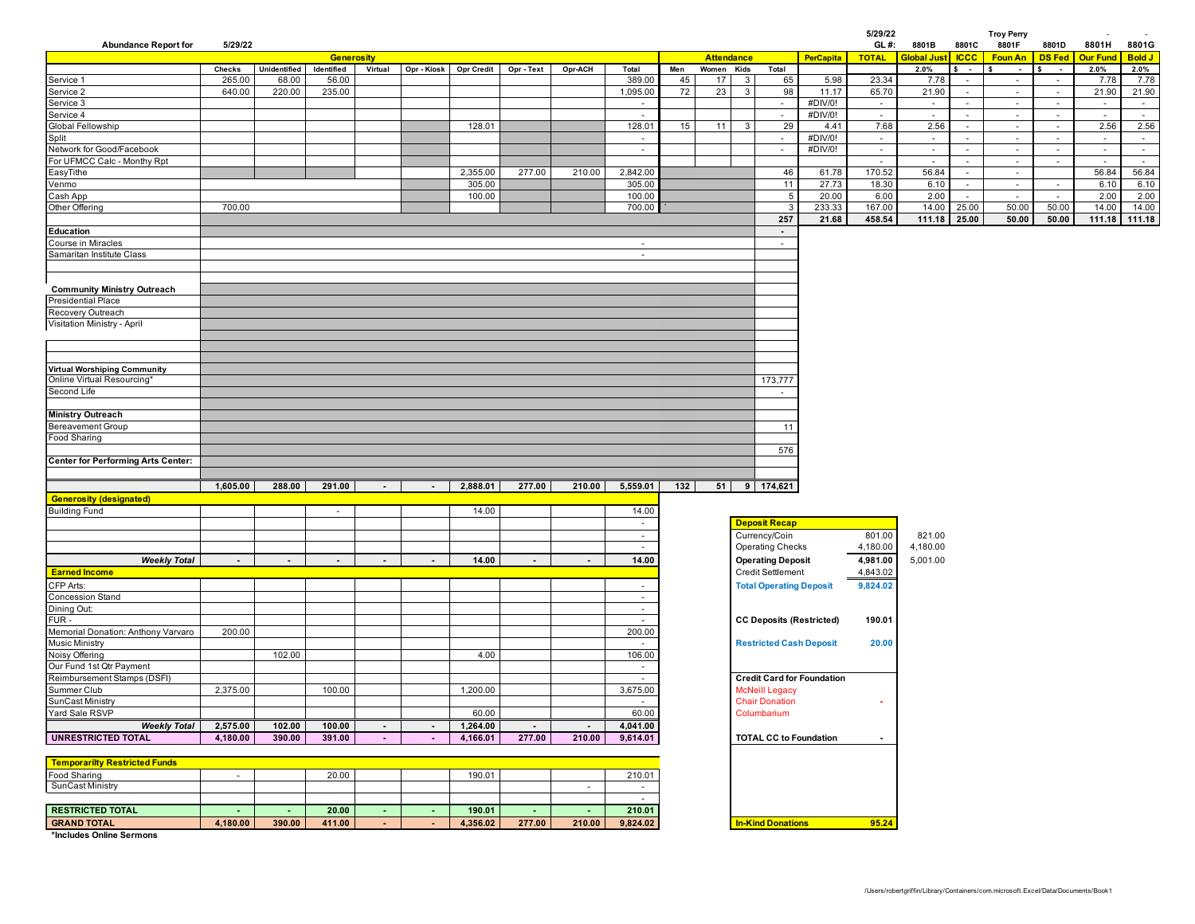**Abundance Report for** 5/29/22

| | Checks | Unidentified | Identified | Virtual | Opr - Kiosk | Opr Credit | Opr - Text | Opr-ACH | Total | Men | Women | Kids | Total | PerCapita | TOTAL | Global Just | ICCC | Foun An | DS Fed | Our Fund | Bold J |
|---|---|---|---|---|---|---|---|---|---|---|---|---|---|---|---|---|---|---|---|---|---|
| | **Generosity** | | | | | | | | | **Attendance** | | | | | 5/29/22 | | | Troy Perry | | - | - |
| | | | | | | | | | | | | | | | GL #: | 8801B | 8801C | 8801F | 8801D | 8801H | 8801G |
| | | | | | | | | | | | | | | | | 2.0% | $ - | $ - | $ - | 2.0% | 2.0% |
| Service 1 | 265.00 | 68.00 | 56.00 | | | | | | 389.00 | 45 | 17 | 3 | 65 | 5.98 | 23.34 | 7.78 | - | - | - | 7.78 | 7.78 |
| Service 2 | 640.00 | 220.00 | 235.00 | | | | | | 1,095.00 | 72 | 23 | 3 | 98 | 11.17 | 65.70 | 21.90 | - | - | - | 21.90 | 21.90 |
| Service 3 | | | | | | | | | - | | | | - | #DIV/0! | - | - | - | - | - | - | - |
| Service 4 | | | | | | | | | - | | | | - | #DIV/0! | - | - | - | - | - | - | - |
| Global Fellowship | | | | | | 128.01 | | | 128.01 | 15 | 11 | 3 | 29 | 4.41 | 7.68 | 2.56 | - | - | - | 2.56 | 2.56 |
| Split | | | | | | | | | - | | | | - | #DIV/0! | - | - | - | - | - | - | - |
| Network for Good/Facebook | | | | | | | | | - | | | | - | #DIV/0! | - | - | - | - | - | - | - |
| For UFMCC Calc - Monthy Rpt | | | | | | | | | | | | | | | - | - | - | - | - | - | - |
| EasyTithe | | | | | | 2,355.00 | 277.00 | 210.00 | 2,842.00 | | | | 46 | 61.78 | 170.52 | 56.84 | - | - | | 56.84 | 56.84 |
| Venmo | | | | | | 305.00 | | | 305.00 | | | | 11 | 27.73 | 18.30 | 6.10 | - | - | - | 6.10 | 6.10 |
| Cash App | | | | | | 100.00 | | | 100.00 | | | | 5 | 20.00 | 6.00 | 2.00 | - | - | - | 2.00 | 2.00 |
| Other Offering | 700.00 | | | | | | | | 700.00 | | | | 3 | 233.33 | 167.00 | 14.00 | 25.00 | 50.00 | 50.00 | 14.00 | 14.00 |
| | | | | | | | | | | | | | **257** | **21.68** | **458.54** | **111.18** | **25.00** | **50.00** | **50.00** | **111.18** | **111.18** |
| **Education** | | | | | | | | | | | | | - | | | | | | | | |
| Course in Miracles | | | | | | | | | - | | | | - | | | | | | | | |
| Samaritan Institute Class | | | | | | | | | - | | | | | | | | | | | | |
| **Community Ministry Outreach** | | | | | | | | | | | | | | | | | | | | | |
| Presidential Place | | | | | | | | | | | | | | | | | | | | | |
| Recovery Outreach | | | | | | | | | | | | | | | | | | | | | |
| Visitation Ministry - April | | | | | | | | | | | | | | | | | | | | | |
| **Virtual Worshiping Community** | | | | | | | | | | | | | | | | | | | | | |
| Online Virtual Resourcing* | | | | | | | | | | | | | 173,777 | | | | | | | | |
| Second Life | | | | | | | | | | | | | - | | | | | | | | |
| **Ministry Outreach** | | | | | | | | | | | | | | | | | | | | | |
| Bereavement Group | | | | | | | | | | | | | 11 | | | | | | | | |
| Food Sharing | | | | | | | | | | | | | | | | | | | | | |
| | | | | | | | | | | | | | 576 | | | | | | | | |
| **Center for Performing Arts Center:** | | | | | | | | | | | | | | | | | | | | | |
| | **1,605.00** | **288.00** | **291.00** | **-** | **-** | **2,888.01** | **277.00** | **210.00** | **5,559.01** | **132** | **51** | **9** | **174,621** | | | | | | | | |

| | Checks | Unidentified | Identified | Virtual | Opr - Kiosk | Opr Credit | Opr - Text | Opr-ACH | Total |
|---|---|---|---|---|---|---|---|---|---|
| **Generosity (designated)** | | | | | | | | | |
| Building Fund | | | - | | | 14.00 | | | 14.00 |
| | | | | | | | | | - |
| | | | | | | | | | - |
| | | | | | | | | | - |
| ***Weekly Total*** | - | - | - | - | - | 14.00 | - | - | 14.00 |
| **Earned Income** | | | | | | | | | |
| CFP Arts: | | | | | | | | | - |
| Concession Stand | | | | | | | | | - |
| Dining Out: | | | | | | | | | - |
| FUR - | | | | | | | | | - |
| Memorial Donation: Anthony Varvaro | 200.00 | | | | | | | | 200.00 |
| Music Ministry | | | | | | | | | - |
| Noisy Offering | | 102.00 | | | | 4.00 | | | 106.00 |
| Our Fund 1st Qtr Payment | | | | | | | | | - |
| Reimbursement Stamps (DSFI) | | | | | | | | | - |
| Summer Club | 2,375.00 | | 100.00 | | | 1,200.00 | | | 3,675.00 |
| SunCast Ministry | | | | | | | | | - |
| Yard Sale RSVP | | | | | | 60.00 | | | 60.00 |
| ***Weekly Total*** | **2,575.00** | **102.00** | **100.00** | **-** | **-** | **1,264.00** | **-** | **-** | **4,041.00** |
| **UNRESTRICTED TOTAL** | **4,180.00** | **390.00** | **391.00** | **-** | **-** | **4,166.01** | **277.00** | **210.00** | **9,614.01** |
| **Temporarilty Restricted Funds** | | | | | | | | | |
| Food Sharing | - | | 20.00 | | | 190.01 | | | 210.01 |
| SunCast Ministry | | | | | | | | - | - |
| | | | | | | | | | - |
| **RESTRICTED TOTAL** | **-** | **-** | **20.00** | **-** | **-** | **190.01** | **-** | **-** | **210.01** |
| **GRAND TOTAL** | **4,180.00** | **390.00** | **411.00** | **-** | **-** | **4,356.02** | **277.00** | **210.00** | **9,824.02** |

***Includes Online Sermons**

| **Deposit Recap** | | |
|---|---|---|
| Currency/Coin | 801.00 | 821.00 |
| Operating Checks | 4,180.00 | 4,180.00 |
| **Operating Deposit** | **4,981.00** | 5,001.00 |
| Credit Settlement | 4,843.02 | |
| **Total Operating Deposit** | **9,824.02** | |
| **CC Deposits (Restricted)** | **190.01** | |
| **Restricted Cash Deposit** | **20.00** | |
| **Credit Card for Foundation** | | |
| McNeill Legacy | | |
| Chair Donation | - | |
| Columbarium | | |
| **TOTAL CC to Foundation** | **-** | |
| **In-Kind Donations** | **95.24** | |

/Users/robertgriffin/Library/Containers/com.microsoft.Excel/Data/Documents/Book1